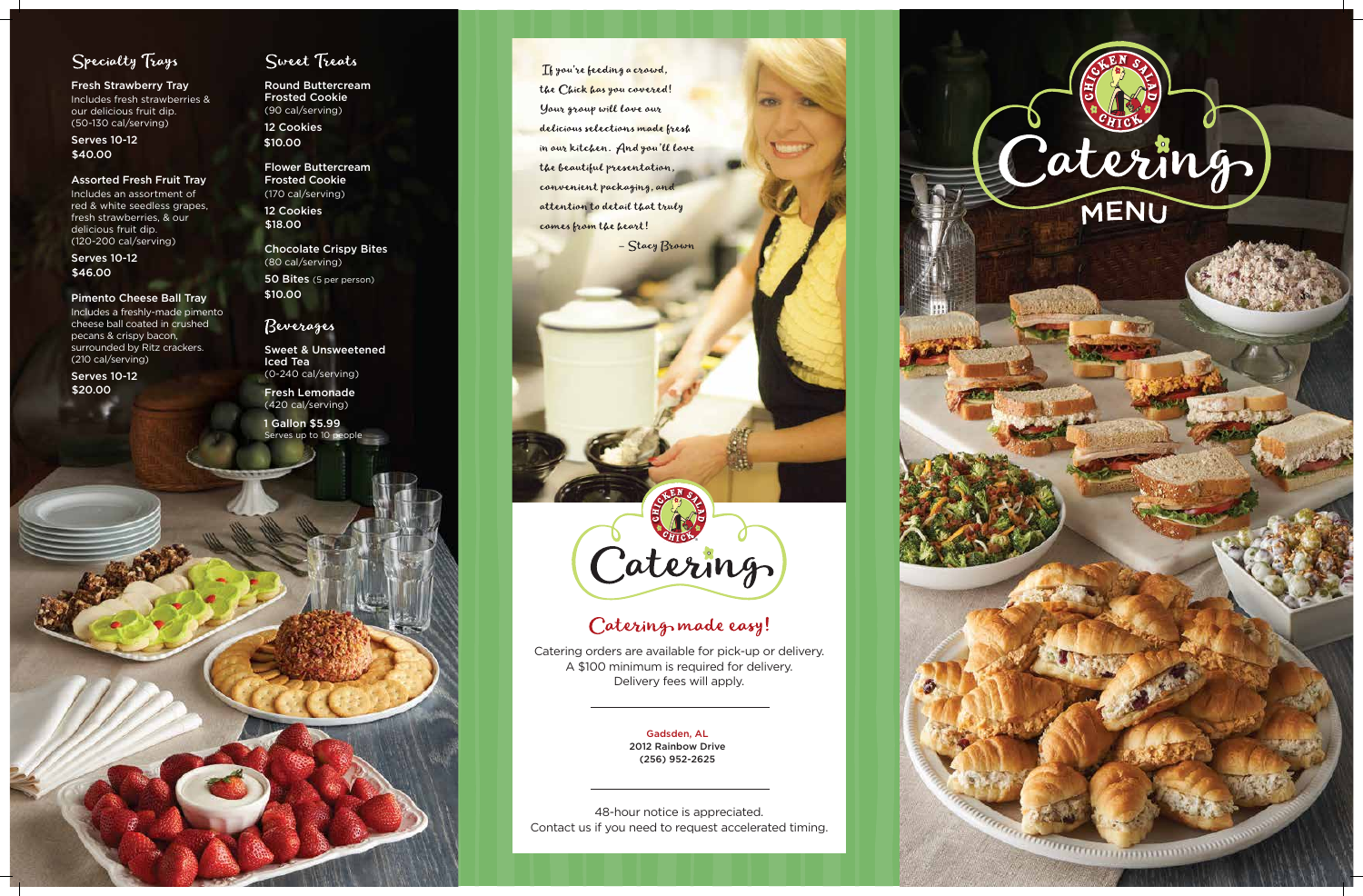## Specialty Trays

**Fresh Strawberry Tray**
Includes fresh strawberries & our delicious fruit dip.
(50-130 cal/serving)

**Serves 10-12**
**$40.00**

**Assorted Fresh Fruit Tray**
Includes an assortment of red & white seedless grapes, fresh strawberries, & our delicious fruit dip.
(120-200 cal/serving)

**Serves 10-12**
**$46.00**

**Pimento Cheese Ball Tray**
Includes a freshly-made pimento cheese ball coated in crushed pecans & crispy bacon, surrounded by Ritz crackers.
(210 cal/serving)

**Serves 10-12**
**$20.00**

## Sweet Treats

**Round Buttercream Frosted Cookie**
(90 cal/serving)

**12 Cookies**
**$10.00**

**Flower Buttercream Frosted Cookie**
(170 cal/serving)

**12 Cookies**
**$18.00**

**Chocolate Crispy Bites**
(80 cal/serving)

**50 Bites** (5 per person)
**$10.00**

## Beverages

**Sweet & Unsweetened Iced Tea**
(0-240 cal/serving)

**Fresh Lemonade**
(420 cal/serving)

**1 Gallon $5.99**
Serves up to 10 people

*If you're feeding a crowd, the Chick has you covered! Your group will love our delicious selections made fresh in our kitchen. And you'll love the beautiful presentation, convenient packaging, and attention to detail that truly comes from the heart!*

– Stacy Brown

Chicken Salad Chick

# Catering

## Catering made easy!

Catering orders are available for pick-up or delivery.
A $100 minimum is required for delivery.
Delivery fees will apply.

Gadsden, AL
2012 Rainbow Drive
(256) 952-2625

48-hour notice is appreciated.
Contact us if you need to request accelerated timing.

Chicken Salad Chick

# Catering MENU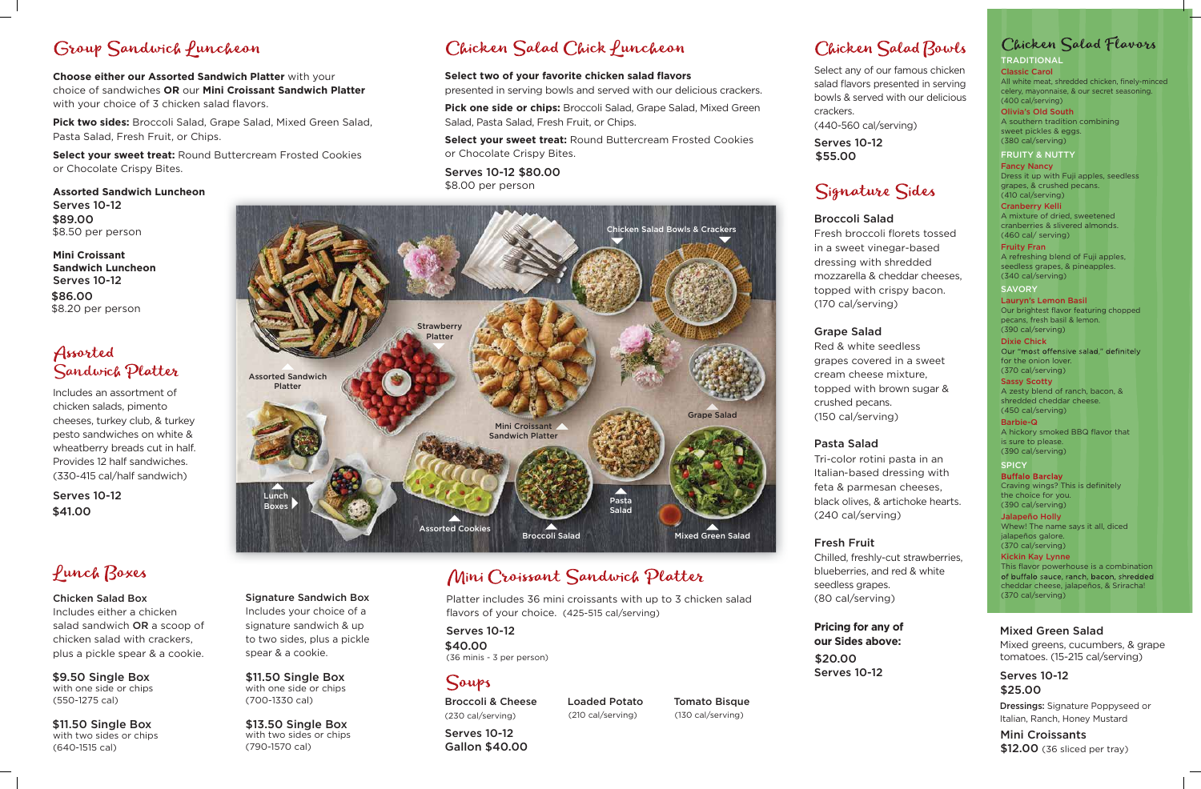## Group Sandwich Luncheon

**Choose either our Assorted Sandwich Platter** with your choice of sandwiches **OR** our **Mini Croissant Sandwich Platter** with your choice of 3 chicken salad flavors.

**Pick two sides:** Broccoli Salad, Grape Salad, Mixed Green Salad, Pasta Salad, Fresh Fruit, or Chips.

**Select your sweet treat:** Round Buttercream Frosted Cookies or Chocolate Crispy Bites.

**Assorted Sandwich Luncheon**
Serves 10-12
$89.00
$8.50 per person

**Mini Croissant Sandwich Luncheon**
Serves 10-12
$86.00
$8.20 per person

## Assorted Sandwich Platter

Includes an assortment of chicken salads, pimento cheeses, turkey club, & turkey pesto sandwiches on white & wheatberry breads cut in half. Provides 12 half sandwiches. (330-415 cal/half sandwich)

Serves 10-12
$41.00

## Lunch Boxes

**Chicken Salad Box**
Includes either a chicken salad sandwich **OR** a scoop of chicken salad with crackers, plus a pickle spear & a cookie.

**$9.50 Single Box**
with one side or chips
(550-1275 cal)

**$11.50 Single Box**
with two sides or chips
(640-1515 cal)

**Signature Sandwich Box**
Includes your choice of a signature sandwich & up to two sides, plus a pickle spear & a cookie.

**$11.50 Single Box**
with one side or chips
(700-1330 cal)

**$13.50 Single Box**
with two sides or chips
(790-1570 cal)

## Chicken Salad Chick Luncheon

**Select two of your favorite chicken salad flavors** presented in serving bowls and served with our delicious crackers.

**Pick one side or chips:** Broccoli Salad, Grape Salad, Mixed Green Salad, Pasta Salad, Fresh Fruit, or Chips.

**Select your sweet treat:** Round Buttercream Frosted Cookies or Chocolate Crispy Bites.

Serves 10-12 $80.00
$8.00 per person

Chicken Salad Bowls & Crackers
Strawberry Platter
Assorted Sandwich Platter
Mini Croissant Sandwich Platter
Grape Salad
Lunch Boxes
Pasta Salad
Assorted Cookies
Broccoli Salad
Mixed Green Salad

## Mini Croissant Sandwich Platter

Platter includes 36 mini croissants with up to 3 chicken salad flavors of your choice. (425-515 cal/serving)

Serves 10-12
$40.00
(36 minis - 3 per person)

## Soups

**Broccoli & Cheese**
(230 cal/serving)

**Loaded Potato**
(210 cal/serving)

**Tomato Bisque**
(130 cal/serving)

Serves 10-12
Gallon $40.00

## Chicken Salad Bowls

Select any of our famous chicken salad flavors presented in serving bowls & served with our delicious crackers.
(440-560 cal/serving)

Serves 10-12
$55.00

## Signature Sides

**Broccoli Salad**
Fresh broccoli florets tossed in a sweet vinegar-based dressing with shredded mozzarella & cheddar cheeses, topped with crispy bacon.
(170 cal/serving)

**Grape Salad**
Red & white seedless grapes covered in a sweet cream cheese mixture, topped with brown sugar & crushed pecans.
(150 cal/serving)

**Pasta Salad**
Tri-color rotini pasta in an Italian-based dressing with feta & parmesan cheeses, black olives, & artichoke hearts.
(240 cal/serving)

**Fresh Fruit**
Chilled, freshly-cut strawberries, blueberries, and red & white seedless grapes.
(80 cal/serving)

**Pricing for any of our Sides above:**
$20.00
Serves 10-12

## Chicken Salad Flavors

### TRADITIONAL

**Classic Carol**
All white meat, shredded chicken, finely-minced celery, mayonnaise, & our secret seasoning.
(400 cal/serving)

**Olivia's Old South**
A southern tradition combining sweet pickles & eggs.
(380 cal/serving)

### FRUITY & NUTTY

**Fancy Nancy**
Dress it up with Fuji apples, seedless grapes, & crushed pecans.
(410 cal/serving)

**Cranberry Kelli**
A mixture of dried, sweetened cranberries & slivered almonds.
(460 cal/ serving)

**Fruity Fran**
A refreshing blend of Fuji apples, seedless grapes, & pineapples.
(340 cal/serving)

### SAVORY

**Lauryn's Lemon Basil**
Our brightest flavor featuring chopped pecans, fresh basil & lemon.
(390 cal/serving)

**Dixie Chick**
Our "most offensive salad," definitely for the onion lover.
(370 cal/serving)

**Sassy Scotty**
A zesty blend of ranch, bacon, & shredded cheddar cheese.
(450 cal/serving)

**Barbie-Q**
A hickory smoked BBQ flavor that is sure to please.
(390 cal/serving)

### SPICY

**Buffalo Barclay**
Craving wings? This is definitely the choice for you.
(390 cal/serving)

**Jalapeño Holly**
Whew! The name says it all, diced jalapeños galore.
(370 cal/serving)

**Kickin Kay Lynne**
This flavor powerhouse is a combination of buffalo sauce, ranch, bacon, shredded cheddar cheese, jalapeños, & Sriracha!
(370 cal/serving)

**Mixed Green Salad**
Mixed greens, cucumbers, & grape tomatoes. (15-215 cal/serving)

Serves 10-12
$25.00

**Dressings:** Signature Poppyseed or Italian, Ranch, Honey Mustard

**Mini Croissants**
$12.00 (36 sliced per tray)